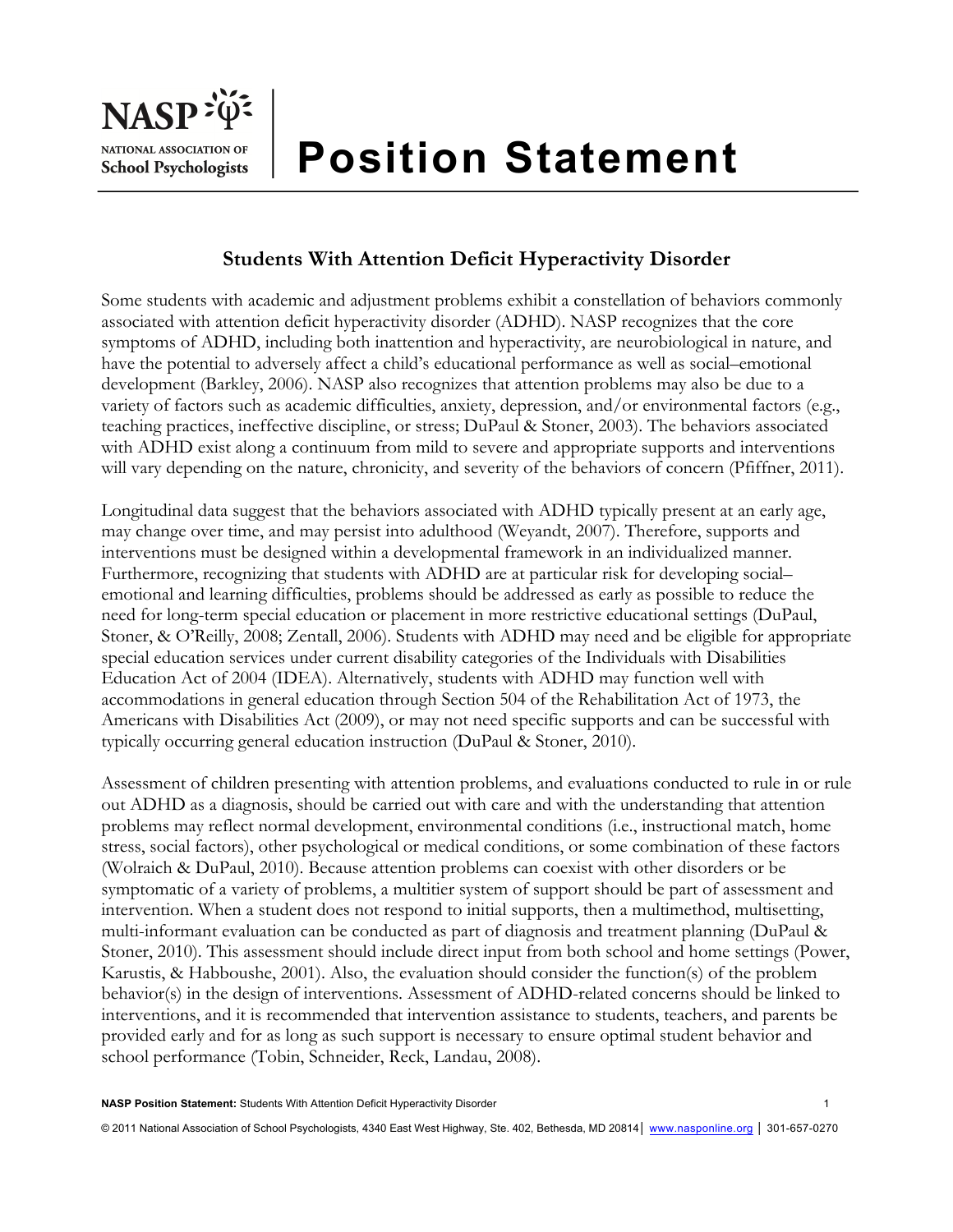# Position Statement

## Students With Attention Deficit Hyperactivity Disorder

Some students with academic and adjustment problems exhibit a constellation of behaviors commonly associated with attention deficit hyperactivity disorder (ADHD). NASP recognizes that the core symptoms of ADHD, including both inattention and hyperactivity, are neurobiological in nature, and have the potential to adversely affect a child's educational performance as well as social–emotional development (Barkley, 2006). NASP also recognizes that attention problems may also be due to a variety of factors such as academic difficulties, anxiety, depression, and/or environmental factors (e.g., teaching practices, ineffective discipline, or stress; DuPaul & Stoner, 2003). The behaviors associated with ADHD exist along a continuum from mild to severe and appropriate supports and interventions will vary depending on the nature, chronicity, and severity of the behaviors of concern (Pfiffner, 2011).

Longitudinal data suggest that the behaviors associated with ADHD typically present at an early age, may change over time, and may persist into adulthood (Weyandt, 2007). Therefore, supports and interventions must be designed within a developmental framework in an individualized manner. Furthermore, recognizing that students with ADHD are at particular risk for developing social–emotional and learning difficulties, problems should be addressed as early as possible to reduce the need for long-term special education or placement in more restrictive educational settings (DuPaul, Stoner, & O'Reilly, 2008; Zentall, 2006). Students with ADHD may need and be eligible for appropriate special education services under current disability categories of the Individuals with Disabilities Education Act of 2004 (IDEA). Alternatively, students with ADHD may function well with accommodations in general education through Section 504 of the Rehabilitation Act of 1973, the Americans with Disabilities Act (2009), or may not need specific supports and can be successful with typically occurring general education instruction (DuPaul & Stoner, 2010).

Assessment of children presenting with attention problems, and evaluations conducted to rule in or rule out ADHD as a diagnosis, should be carried out with care and with the understanding that attention problems may reflect normal development, environmental conditions (i.e., instructional match, home stress, social factors), other psychological or medical conditions, or some combination of these factors (Wolraich & DuPaul, 2010). Because attention problems can coexist with other disorders or be symptomatic of a variety of problems, a multitier system of support should be part of assessment and intervention. When a student does not respond to initial supports, then a multimethod, multisetting, multi-informant evaluation can be conducted as part of diagnosis and treatment planning (DuPaul & Stoner, 2010). This assessment should include direct input from both school and home settings (Power, Karustis, & Habboushe, 2001). Also, the evaluation should consider the function(s) of the problem behavior(s) in the design of interventions. Assessment of ADHD-related concerns should be linked to interventions, and it is recommended that intervention assistance to students, teachers, and parents be provided early and for as long as such support is necessary to ensure optimal student behavior and school performance (Tobin, Schneider, Reck, Landau, 2008).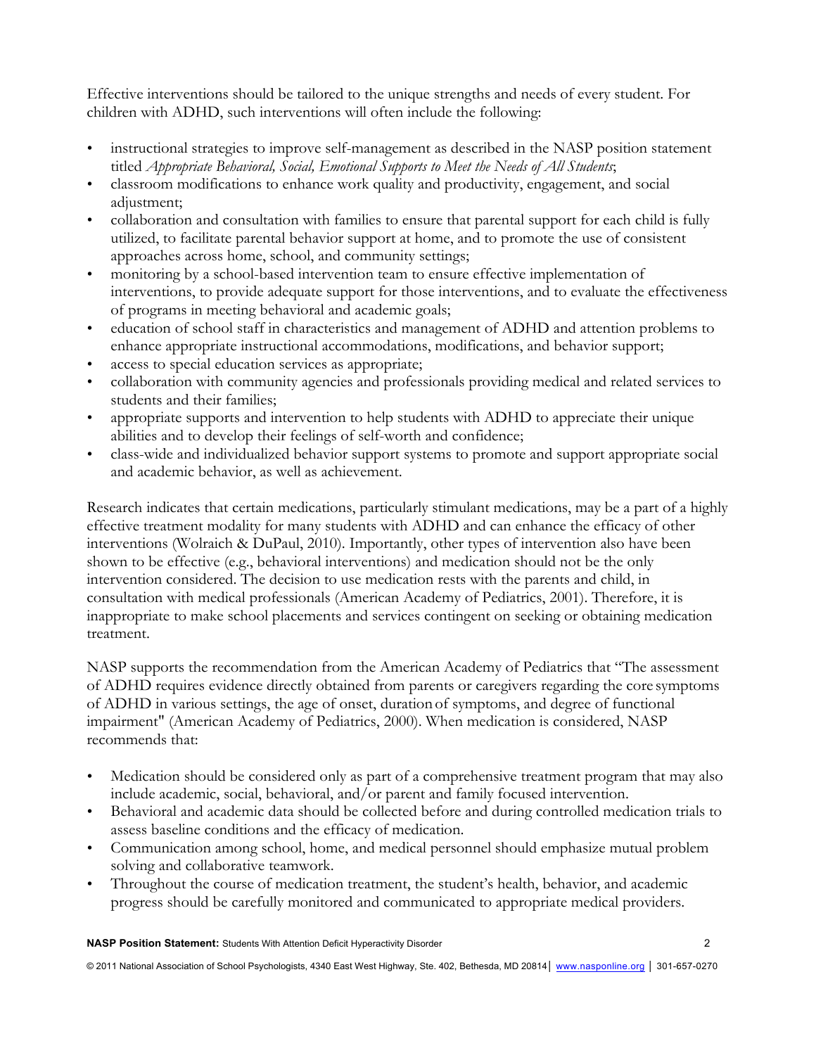Effective interventions should be tailored to the unique strengths and needs of every student. For children with ADHD, such interventions will often include the following:

- instructional strategies to improve self-management as described in the NASP position statement titled *Appropriate Behavioral, Social, Emotional Supports to Meet the Needs of All Students*;
- classroom modifications to enhance work quality and productivity, engagement, and social adjustment;
- collaboration and consultation with families to ensure that parental support for each child is fully utilized, to facilitate parental behavior support at home, and to promote the use of consistent approaches across home, school, and community settings;
- monitoring by a school-based intervention team to ensure effective implementation of interventions, to provide adequate support for those interventions, and to evaluate the effectiveness of programs in meeting behavioral and academic goals;
- education of school staff in characteristics and management of ADHD and attention problems to enhance appropriate instructional accommodations, modifications, and behavior support;
- access to special education services as appropriate;
- collaboration with community agencies and professionals providing medical and related services to students and their families;
- appropriate supports and intervention to help students with ADHD to appreciate their unique abilities and to develop their feelings of self-worth and confidence;
- class-wide and individualized behavior support systems to promote and support appropriate social and academic behavior, as well as achievement.

Research indicates that certain medications, particularly stimulant medications, may be a part of a highly effective treatment modality for many students with ADHD and can enhance the efficacy of other interventions (Wolraich & DuPaul, 2010). Importantly, other types of intervention also have been shown to be effective (e.g., behavioral interventions) and medication should not be the only intervention considered. The decision to use medication rests with the parents and child, in consultation with medical professionals (American Academy of Pediatrics, 2001). Therefore, it is inappropriate to make school placements and services contingent on seeking or obtaining medication treatment.

NASP supports the recommendation from the American Academy of Pediatrics that "The assessment of ADHD requires evidence directly obtained from parents or caregivers regarding the core symptoms of ADHD in various settings, the age of onset, duration of symptoms, and degree of functional impairment" (American Academy of Pediatrics, 2000). When medication is considered, NASP recommends that:

- Medication should be considered only as part of a comprehensive treatment program that may also include academic, social, behavioral, and/or parent and family focused intervention.
- Behavioral and academic data should be collected before and during controlled medication trials to assess baseline conditions and the efficacy of medication.
- Communication among school, home, and medical personnel should emphasize mutual problem solving and collaborative teamwork.
- Throughout the course of medication treatment, the student's health, behavior, and academic progress should be carefully monitored and communicated to appropriate medical providers.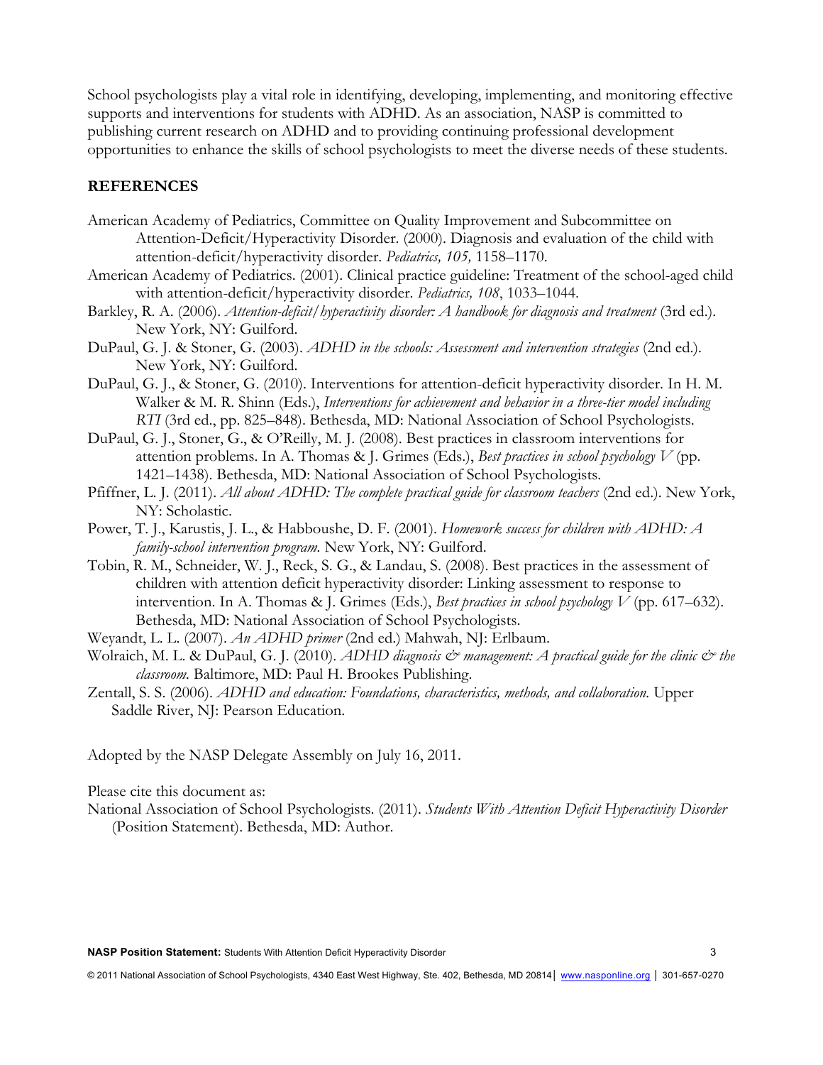School psychologists play a vital role in identifying, developing, implementing, and monitoring effective supports and interventions for students with ADHD. As an association, NASP is committed to publishing current research on ADHD and to providing continuing professional development opportunities to enhance the skills of school psychologists to meet the diverse needs of these students.

## REFERENCES

American Academy of Pediatrics, Committee on Quality Improvement and Subcommittee on Attention-Deficit/Hyperactivity Disorder. (2000). Diagnosis and evaluation of the child with attention-deficit/hyperactivity disorder. *Pediatrics, 105,* 1158–1170.

American Academy of Pediatrics. (2001). Clinical practice guideline: Treatment of the school-aged child with attention-deficit/hyperactivity disorder. *Pediatrics, 108*, 1033–1044.

Barkley, R. A. (2006). *Attention-deficit/hyperactivity disorder: A handbook for diagnosis and treatment* (3rd ed.). New York, NY: Guilford.

DuPaul, G. J. & Stoner, G. (2003). *ADHD in the schools: Assessment and intervention strategies* (2nd ed.). New York, NY: Guilford.

DuPaul, G. J., & Stoner, G. (2010). Interventions for attention-deficit hyperactivity disorder. In H. M. Walker & M. R. Shinn (Eds.), *Interventions for achievement and behavior in a three-tier model including RTI* (3rd ed., pp. 825–848). Bethesda, MD: National Association of School Psychologists.

DuPaul, G. J., Stoner, G., & O'Reilly, M. J. (2008). Best practices in classroom interventions for attention problems. In A. Thomas & J. Grimes (Eds.), *Best practices in school psychology V* (pp. 1421–1438). Bethesda, MD: National Association of School Psychologists.

Pfiffner, L. J. (2011). *All about ADHD: The complete practical guide for classroom teachers* (2nd ed.). New York, NY: Scholastic.

Power, T. J., Karustis, J. L., & Habboushe, D. F. (2001). *Homework success for children with ADHD: A family-school intervention program.* New York, NY: Guilford.

Tobin, R. M., Schneider, W. J., Reck, S. G., & Landau, S. (2008). Best practices in the assessment of children with attention deficit hyperactivity disorder: Linking assessment to response to intervention. In A. Thomas & J. Grimes (Eds.), *Best practices in school psychology V* (pp. 617–632). Bethesda, MD: National Association of School Psychologists.

Weyandt, L. L. (2007). *An ADHD primer* (2nd ed.) Mahwah, NJ: Erlbaum.

Wolraich, M. L. & DuPaul, G. J. (2010). *ADHD diagnosis & management: A practical guide for the clinic & the classroom.* Baltimore, MD: Paul H. Brookes Publishing.

Zentall, S. S. (2006). *ADHD and education: Foundations, characteristics, methods, and collaboration.* Upper Saddle River, NJ: Pearson Education.

Adopted by the NASP Delegate Assembly on July 16, 2011.

Please cite this document as:

National Association of School Psychologists. (2011). *Students With Attention Deficit Hyperactivity Disorder* (Position Statement). Bethesda, MD: Author.